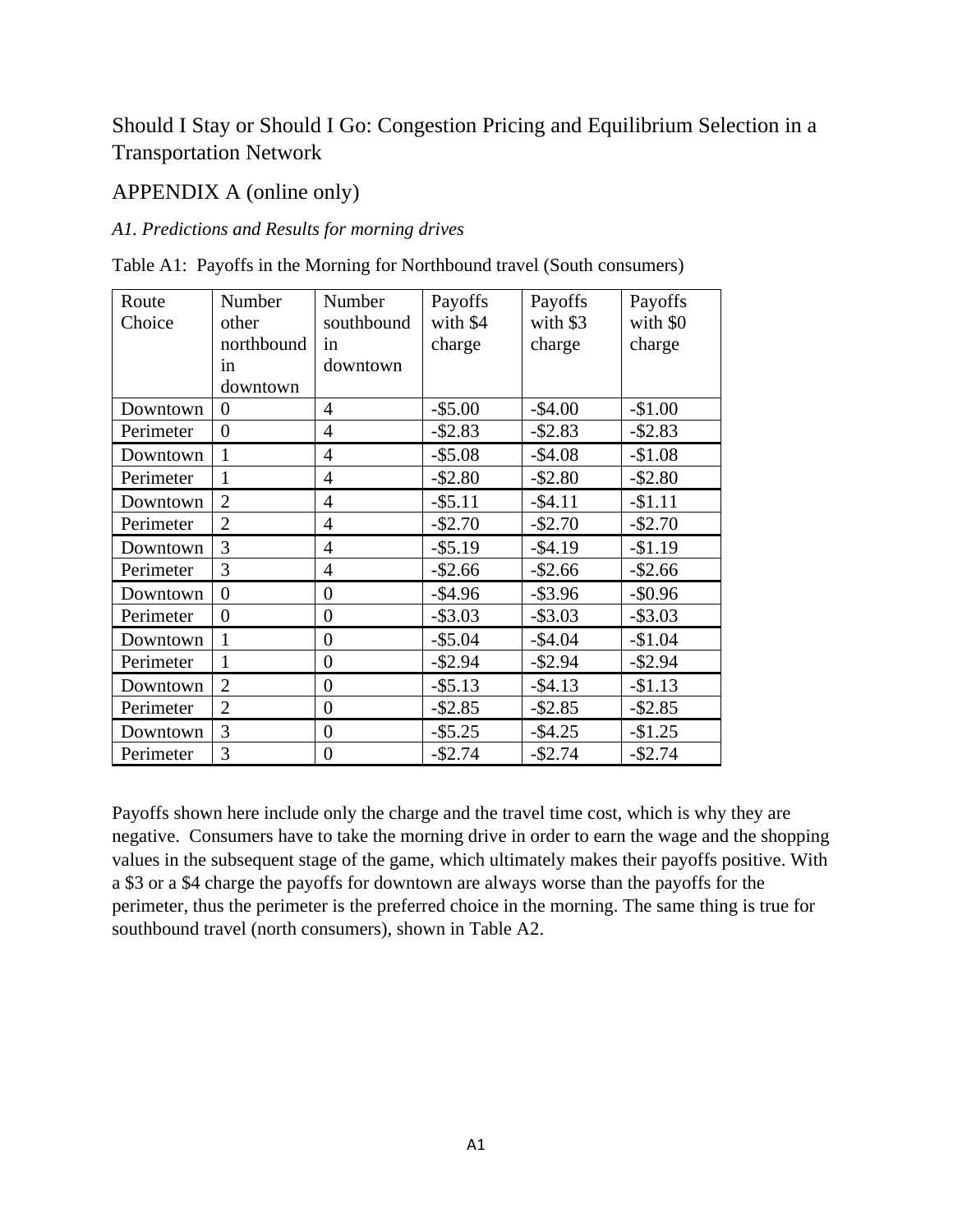# Should I Stay or Should I Go: Congestion Pricing and Equilibrium Selection in a Transportation Network

## APPENDIX A (online only)

### *A1. Predictions and Results for morning drives*

Table A1: Payoffs in the Morning for Northbound travel (South consumers)

| Route Choice | Number other northbound in downtown | Number southbound in downtown | Payoffs with $4 charge | Payoffs with $3 charge | Payoffs with $0 charge |
|---|---|---|---|---|---|
| Downtown | 0 | 4 | -$5.00 | -$4.00 | -$1.00 |
| Perimeter | 0 | 4 | -$2.83 | -$2.83 | -$2.83 |
| Downtown | 1 | 4 | -$5.08 | -$4.08 | -$1.08 |
| Perimeter | 1 | 4 | -$2.80 | -$2.80 | -$2.80 |
| Downtown | 2 | 4 | -$5.11 | -$4.11 | -$1.11 |
| Perimeter | 2 | 4 | -$2.70 | -$2.70 | -$2.70 |
| Downtown | 3 | 4 | -$5.19 | -$4.19 | -$1.19 |
| Perimeter | 3 | 4 | -$2.66 | -$2.66 | -$2.66 |
| Downtown | 0 | 0 | -$4.96 | -$3.96 | -$0.96 |
| Perimeter | 0 | 0 | -$3.03 | -$3.03 | -$3.03 |
| Downtown | 1 | 0 | -$5.04 | -$4.04 | -$1.04 |
| Perimeter | 1 | 0 | -$2.94 | -$2.94 | -$2.94 |
| Downtown | 2 | 0 | -$5.13 | -$4.13 | -$1.13 |
| Perimeter | 2 | 0 | -$2.85 | -$2.85 | -$2.85 |
| Downtown | 3 | 0 | -$5.25 | -$4.25 | -$1.25 |
| Perimeter | 3 | 0 | -$2.74 | -$2.74 | -$2.74 |

Payoffs shown here include only the charge and the travel time cost, which is why they are negative. Consumers have to take the morning drive in order to earn the wage and the shopping values in the subsequent stage of the game, which ultimately makes their payoffs positive. With a $3 or a $4 charge the payoffs for downtown are always worse than the payoffs for the perimeter, thus the perimeter is the preferred choice in the morning. The same thing is true for southbound travel (north consumers), shown in Table A2.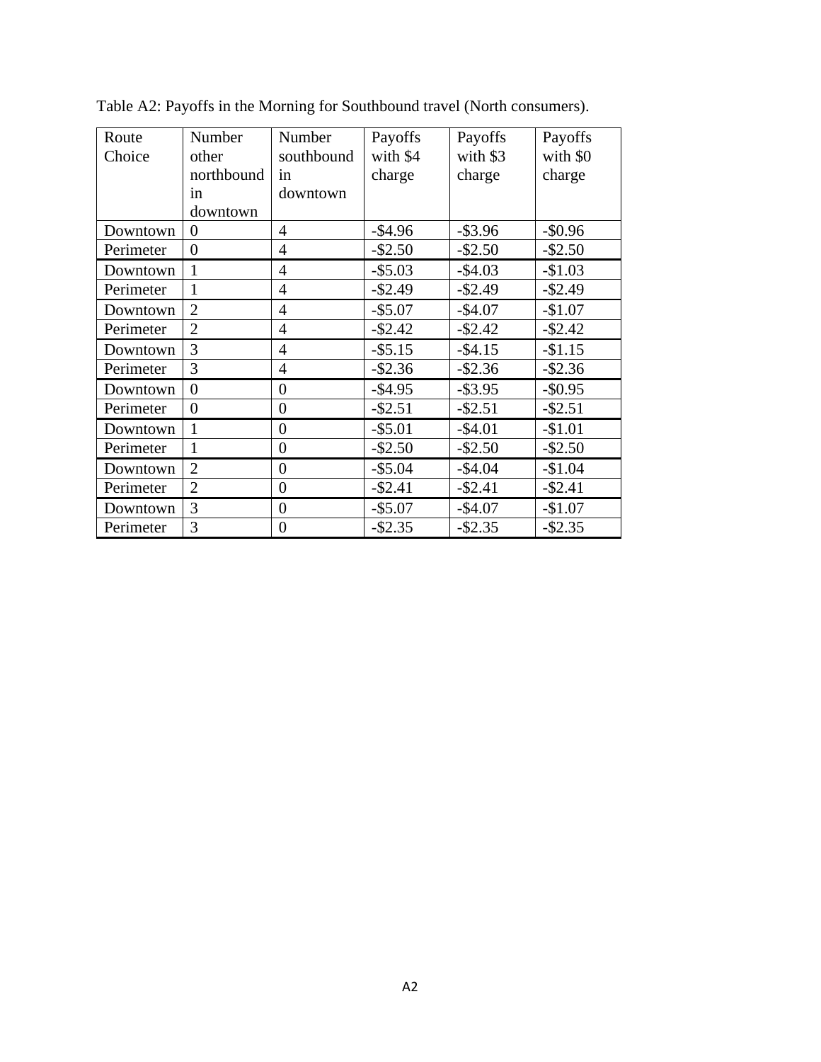Table A2: Payoffs in the Morning for Southbound travel (North consumers).

| Route Choice | Number other northbound in downtown | Number southbound in downtown | Payoffs with $4 charge | Payoffs with $3 charge | Payoffs with $0 charge |
|---|---|---|---|---|---|
| Downtown | 0 | 4 | -$4.96 | -$3.96 | -$0.96 |
| Perimeter | 0 | 4 | -$2.50 | -$2.50 | -$2.50 |
| Downtown | 1 | 4 | -$5.03 | -$4.03 | -$1.03 |
| Perimeter | 1 | 4 | -$2.49 | -$2.49 | -$2.49 |
| Downtown | 2 | 4 | -$5.07 | -$4.07 | -$1.07 |
| Perimeter | 2 | 4 | -$2.42 | -$2.42 | -$2.42 |
| Downtown | 3 | 4 | -$5.15 | -$4.15 | -$1.15 |
| Perimeter | 3 | 4 | -$2.36 | -$2.36 | -$2.36 |
| Downtown | 0 | 0 | -$4.95 | -$3.95 | -$0.95 |
| Perimeter | 0 | 0 | -$2.51 | -$2.51 | -$2.51 |
| Downtown | 1 | 0 | -$5.01 | -$4.01 | -$1.01 |
| Perimeter | 1 | 0 | -$2.50 | -$2.50 | -$2.50 |
| Downtown | 2 | 0 | -$5.04 | -$4.04 | -$1.04 |
| Perimeter | 2 | 0 | -$2.41 | -$2.41 | -$2.41 |
| Downtown | 3 | 0 | -$5.07 | -$4.07 | -$1.07 |
| Perimeter | 3 | 0 | -$2.35 | -$2.35 | -$2.35 |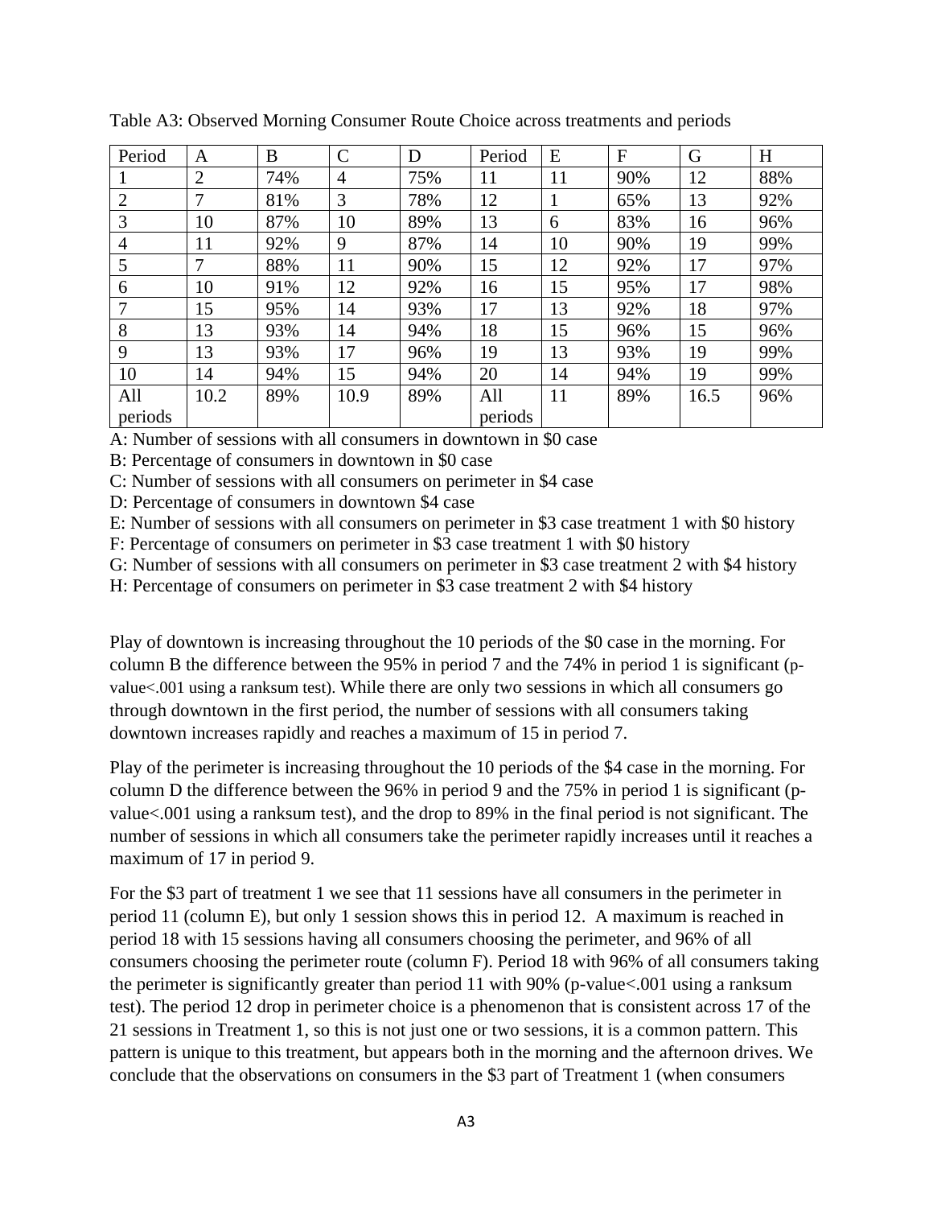Table A3: Observed Morning Consumer Route Choice across treatments and periods

| Period | A | B | C | D | Period | E | F | G | H |
|---|---|---|---|---|---|---|---|---|---|
| 1 | 2 | 74% | 4 | 75% | 11 | 11 | 90% | 12 | 88% |
| 2 | 7 | 81% | 3 | 78% | 12 | 1 | 65% | 13 | 92% |
| 3 | 10 | 87% | 10 | 89% | 13 | 6 | 83% | 16 | 96% |
| 4 | 11 | 92% | 9 | 87% | 14 | 10 | 90% | 19 | 99% |
| 5 | 7 | 88% | 11 | 90% | 15 | 12 | 92% | 17 | 97% |
| 6 | 10 | 91% | 12 | 92% | 16 | 15 | 95% | 17 | 98% |
| 7 | 15 | 95% | 14 | 93% | 17 | 13 | 92% | 18 | 97% |
| 8 | 13 | 93% | 14 | 94% | 18 | 15 | 96% | 15 | 96% |
| 9 | 13 | 93% | 17 | 96% | 19 | 13 | 93% | 19 | 99% |
| 10 | 14 | 94% | 15 | 94% | 20 | 14 | 94% | 19 | 99% |
| All periods | 10.2 | 89% | 10.9 | 89% | All periods | 11 | 89% | 16.5 | 96% |

A: Number of sessions with all consumers in downtown in $0 case
B: Percentage of consumers in downtown in $0 case
C: Number of sessions with all consumers on perimeter in $4 case
D: Percentage of consumers in downtown $4 case
E: Number of sessions with all consumers on perimeter in $3 case treatment 1 with $0 history
F: Percentage of consumers on perimeter in $3 case treatment 1 with $0 history
G: Number of sessions with all consumers on perimeter in $3 case treatment 2 with $4 history
H: Percentage of consumers on perimeter in $3 case treatment 2 with $4 history

Play of downtown is increasing throughout the 10 periods of the $0 case in the morning. For column B the difference between the 95% in period 7 and the 74% in period 1 is significant (p-value<.001 using a ranksum test). While there are only two sessions in which all consumers go through downtown in the first period, the number of sessions with all consumers taking downtown increases rapidly and reaches a maximum of 15 in period 7.

Play of the perimeter is increasing throughout the 10 periods of the $4 case in the morning. For column D the difference between the 96% in period 9 and the 75% in period 1 is significant (p-value<.001 using a ranksum test), and the drop to 89% in the final period is not significant. The number of sessions in which all consumers take the perimeter rapidly increases until it reaches a maximum of 17 in period 9.

For the $3 part of treatment 1 we see that 11 sessions have all consumers in the perimeter in period 11 (column E), but only 1 session shows this in period 12. A maximum is reached in period 18 with 15 sessions having all consumers choosing the perimeter, and 96% of all consumers choosing the perimeter route (column F). Period 18 with 96% of all consumers taking the perimeter is significantly greater than period 11 with 90% (p-value<.001 using a ranksum test). The period 12 drop in perimeter choice is a phenomenon that is consistent across 17 of the 21 sessions in Treatment 1, so this is not just one or two sessions, it is a common pattern. This pattern is unique to this treatment, but appears both in the morning and the afternoon drives. We conclude that the observations on consumers in the $3 part of Treatment 1 (when consumers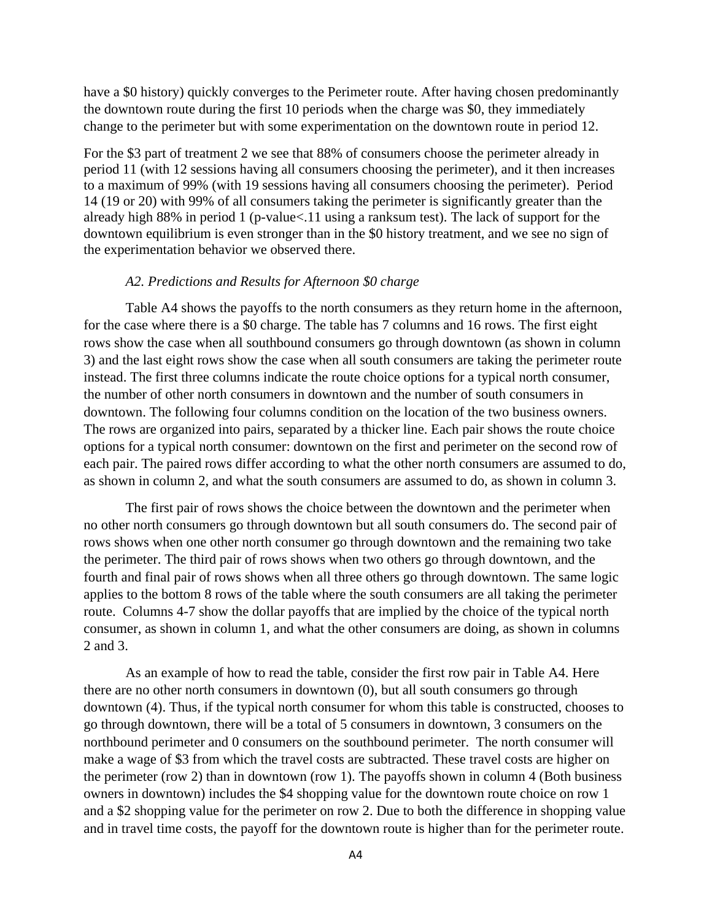have a $0 history) quickly converges to the Perimeter route. After having chosen predominantly the downtown route during the first 10 periods when the charge was $0, they immediately change to the perimeter but with some experimentation on the downtown route in period 12.

For the $3 part of treatment 2 we see that 88% of consumers choose the perimeter already in period 11 (with 12 sessions having all consumers choosing the perimeter), and it then increases to a maximum of 99% (with 19 sessions having all consumers choosing the perimeter). Period 14 (19 or 20) with 99% of all consumers taking the perimeter is significantly greater than the already high 88% in period 1 (p-value<.11 using a ranksum test). The lack of support for the downtown equilibrium is even stronger than in the $0 history treatment, and we see no sign of the experimentation behavior we observed there.

### *A2. Predictions and Results for Afternoon $0 charge*

Table A4 shows the payoffs to the north consumers as they return home in the afternoon, for the case where there is a $0 charge. The table has 7 columns and 16 rows. The first eight rows show the case when all southbound consumers go through downtown (as shown in column 3) and the last eight rows show the case when all south consumers are taking the perimeter route instead. The first three columns indicate the route choice options for a typical north consumer, the number of other north consumers in downtown and the number of south consumers in downtown. The following four columns condition on the location of the two business owners. The rows are organized into pairs, separated by a thicker line. Each pair shows the route choice options for a typical north consumer: downtown on the first and perimeter on the second row of each pair. The paired rows differ according to what the other north consumers are assumed to do, as shown in column 2, and what the south consumers are assumed to do, as shown in column 3.

The first pair of rows shows the choice between the downtown and the perimeter when no other north consumers go through downtown but all south consumers do. The second pair of rows shows when one other north consumer go through downtown and the remaining two take the perimeter. The third pair of rows shows when two others go through downtown, and the fourth and final pair of rows shows when all three others go through downtown. The same logic applies to the bottom 8 rows of the table where the south consumers are all taking the perimeter route. Columns 4-7 show the dollar payoffs that are implied by the choice of the typical north consumer, as shown in column 1, and what the other consumers are doing, as shown in columns 2 and 3.

As an example of how to read the table, consider the first row pair in Table A4. Here there are no other north consumers in downtown (0), but all south consumers go through downtown (4). Thus, if the typical north consumer for whom this table is constructed, chooses to go through downtown, there will be a total of 5 consumers in downtown, 3 consumers on the northbound perimeter and 0 consumers on the southbound perimeter. The north consumer will make a wage of $3 from which the travel costs are subtracted. These travel costs are higher on the perimeter (row 2) than in downtown (row 1). The payoffs shown in column 4 (Both business owners in downtown) includes the $4 shopping value for the downtown route choice on row 1 and a $2 shopping value for the perimeter on row 2. Due to both the difference in shopping value and in travel time costs, the payoff for the downtown route is higher than for the perimeter route.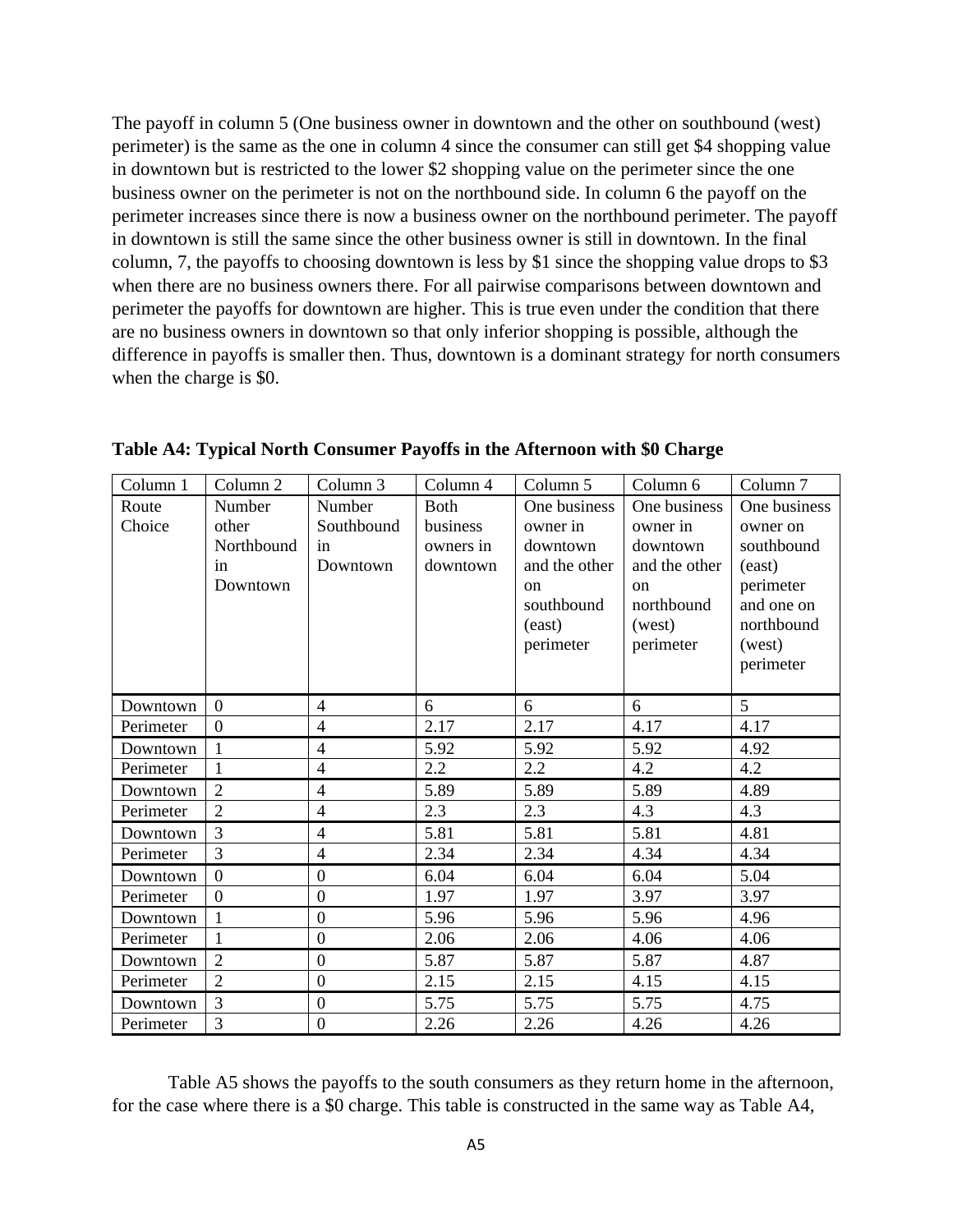The payoff in column 5 (One business owner in downtown and the other on southbound (west) perimeter) is the same as the one in column 4 since the consumer can still get $4 shopping value in downtown but is restricted to the lower $2 shopping value on the perimeter since the one business owner on the perimeter is not on the northbound side. In column 6 the payoff on the perimeter increases since there is now a business owner on the northbound perimeter. The payoff in downtown is still the same since the other business owner is still in downtown. In the final column, 7, the payoffs to choosing downtown is less by $1 since the shopping value drops to $3 when there are no business owners there. For all pairwise comparisons between downtown and perimeter the payoffs for downtown are higher. This is true even under the condition that there are no business owners in downtown so that only inferior shopping is possible, although the difference in payoffs is smaller then. Thus, downtown is a dominant strategy for north consumers when the charge is $0.

**Table A4: Typical North Consumer Payoffs in the Afternoon with $0 Charge**

| Column 1 | Column 2 | Column 3 | Column 4 | Column 5 | Column 6 | Column 7 |
|---|---|---|---|---|---|---|
| Route Choice | Number other Northbound in Downtown | Number Southbound in Downtown | Both business owners in downtown | One business owner in downtown and the other on southbound (east) perimeter | One business owner in downtown and the other on northbound (west) perimeter | One business owner on southbound (east) perimeter and one on northbound (west) perimeter |
| Downtown | 0 | 4 | 6 | 6 | 6 | 5 |
| Perimeter | 0 | 4 | 2.17 | 2.17 | 4.17 | 4.17 |
| Downtown | 1 | 4 | 5.92 | 5.92 | 5.92 | 4.92 |
| Perimeter | 1 | 4 | 2.2 | 2.2 | 4.2 | 4.2 |
| Downtown | 2 | 4 | 5.89 | 5.89 | 5.89 | 4.89 |
| Perimeter | 2 | 4 | 2.3 | 2.3 | 4.3 | 4.3 |
| Downtown | 3 | 4 | 5.81 | 5.81 | 5.81 | 4.81 |
| Perimeter | 3 | 4 | 2.34 | 2.34 | 4.34 | 4.34 |
| Downtown | 0 | 0 | 6.04 | 6.04 | 6.04 | 5.04 |
| Perimeter | 0 | 0 | 1.97 | 1.97 | 3.97 | 3.97 |
| Downtown | 1 | 0 | 5.96 | 5.96 | 5.96 | 4.96 |
| Perimeter | 1 | 0 | 2.06 | 2.06 | 4.06 | 4.06 |
| Downtown | 2 | 0 | 5.87 | 5.87 | 5.87 | 4.87 |
| Perimeter | 2 | 0 | 2.15 | 2.15 | 4.15 | 4.15 |
| Downtown | 3 | 0 | 5.75 | 5.75 | 5.75 | 4.75 |
| Perimeter | 3 | 0 | 2.26 | 2.26 | 4.26 | 4.26 |

Table A5 shows the payoffs to the south consumers as they return home in the afternoon, for the case where there is a $0 charge. This table is constructed in the same way as Table A4,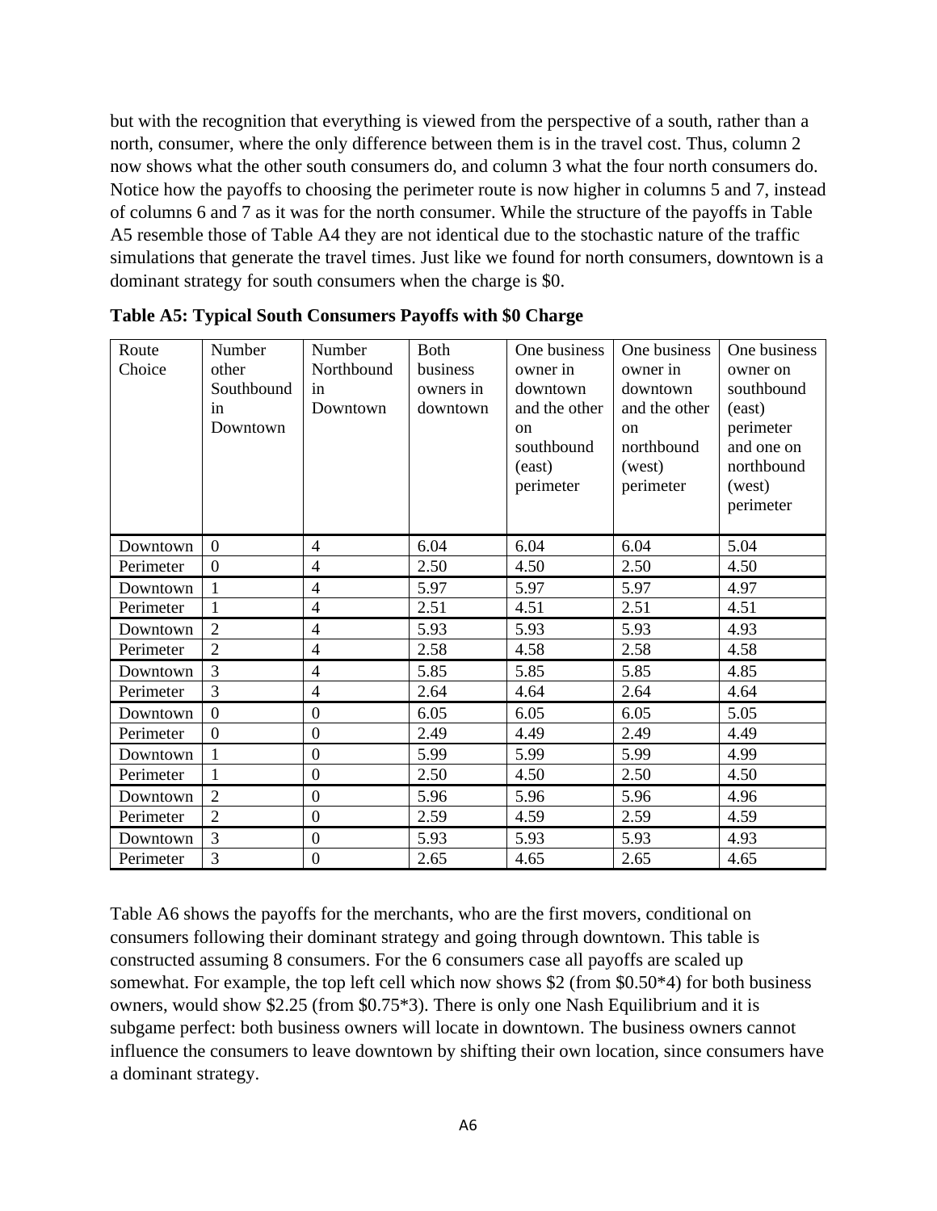but with the recognition that everything is viewed from the perspective of a south, rather than a north, consumer, where the only difference between them is in the travel cost. Thus, column 2 now shows what the other south consumers do, and column 3 what the four north consumers do. Notice how the payoffs to choosing the perimeter route is now higher in columns 5 and 7, instead of columns 6 and 7 as it was for the north consumer. While the structure of the payoffs in Table A5 resemble those of Table A4 they are not identical due to the stochastic nature of the traffic simulations that generate the travel times. Just like we found for north consumers, downtown is a dominant strategy for south consumers when the charge is $0.

**Table A5: Typical South Consumers Payoffs with $0 Charge**

| Route Choice | Number other Southbound in Downtown | Number Northbound in Downtown | Both business owners in downtown | One business owner in downtown and the other on southbound (east) perimeter | One business owner in downtown and the other on northbound (west) perimeter | One business owner on southbound (east) perimeter and one on northbound (west) perimeter |
|---|---|---|---|---|---|---|
| Downtown | 0 | 4 | 6.04 | 6.04 | 6.04 | 5.04 |
| Perimeter | 0 | 4 | 2.50 | 4.50 | 2.50 | 4.50 |
| Downtown | 1 | 4 | 5.97 | 5.97 | 5.97 | 4.97 |
| Perimeter | 1 | 4 | 2.51 | 4.51 | 2.51 | 4.51 |
| Downtown | 2 | 4 | 5.93 | 5.93 | 5.93 | 4.93 |
| Perimeter | 2 | 4 | 2.58 | 4.58 | 2.58 | 4.58 |
| Downtown | 3 | 4 | 5.85 | 5.85 | 5.85 | 4.85 |
| Perimeter | 3 | 4 | 2.64 | 4.64 | 2.64 | 4.64 |
| Downtown | 0 | 0 | 6.05 | 6.05 | 6.05 | 5.05 |
| Perimeter | 0 | 0 | 2.49 | 4.49 | 2.49 | 4.49 |
| Downtown | 1 | 0 | 5.99 | 5.99 | 5.99 | 4.99 |
| Perimeter | 1 | 0 | 2.50 | 4.50 | 2.50 | 4.50 |
| Downtown | 2 | 0 | 5.96 | 5.96 | 5.96 | 4.96 |
| Perimeter | 2 | 0 | 2.59 | 4.59 | 2.59 | 4.59 |
| Downtown | 3 | 0 | 5.93 | 5.93 | 5.93 | 4.93 |
| Perimeter | 3 | 0 | 2.65 | 4.65 | 2.65 | 4.65 |

Table A6 shows the payoffs for the merchants, who are the first movers, conditional on consumers following their dominant strategy and going through downtown. This table is constructed assuming 8 consumers. For the 6 consumers case all payoffs are scaled up somewhat. For example, the top left cell which now shows $2 (from $0.50*4) for both business owners, would show $2.25 (from $0.75*3). There is only one Nash Equilibrium and it is subgame perfect: both business owners will locate in downtown. The business owners cannot influence the consumers to leave downtown by shifting their own location, since consumers have a dominant strategy.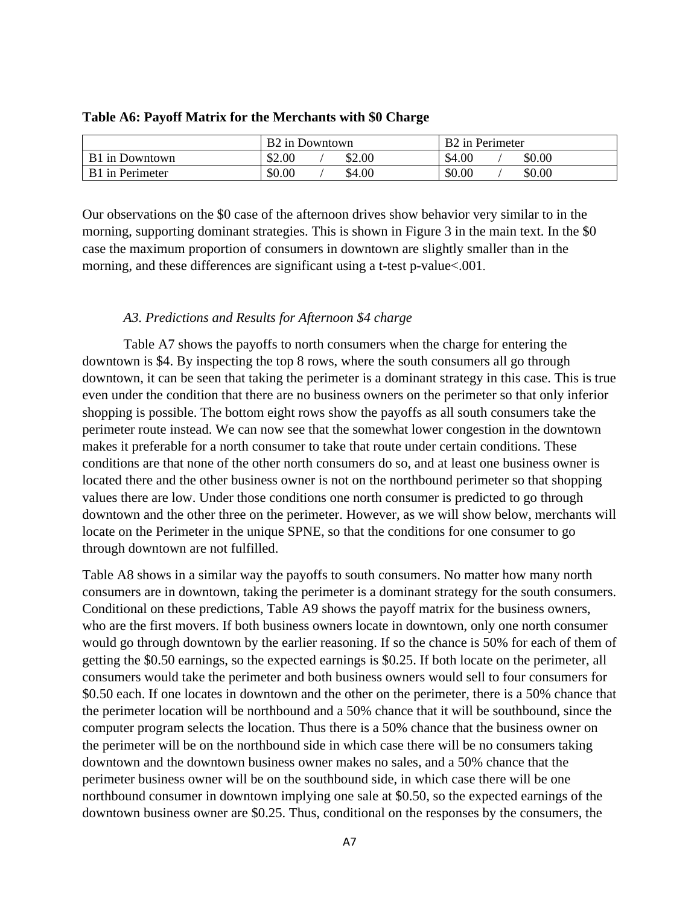**Table A6: Payoff Matrix for the Merchants with $0 Charge**

| | B2 in Downtown | B2 in Perimeter |
|---|---|---|
| B1 in Downtown | $2.00 / $2.00 | $4.00 / $0.00 |
| B1 in Perimeter | $0.00 / $4.00 | $0.00 / $0.00 |

Our observations on the $0 case of the afternoon drives show behavior very similar to in the morning, supporting dominant strategies. This is shown in Figure 3 in the main text. In the $0 case the maximum proportion of consumers in downtown are slightly smaller than in the morning, and these differences are significant using a t-test p-value<.001.

*A3. Predictions and Results for Afternoon $4 charge*

Table A7 shows the payoffs to north consumers when the charge for entering the downtown is $4. By inspecting the top 8 rows, where the south consumers all go through downtown, it can be seen that taking the perimeter is a dominant strategy in this case. This is true even under the condition that there are no business owners on the perimeter so that only inferior shopping is possible. The bottom eight rows show the payoffs as all south consumers take the perimeter route instead. We can now see that the somewhat lower congestion in the downtown makes it preferable for a north consumer to take that route under certain conditions. These conditions are that none of the other north consumers do so, and at least one business owner is located there and the other business owner is not on the northbound perimeter so that shopping values there are low. Under those conditions one north consumer is predicted to go through downtown and the other three on the perimeter. However, as we will show below, merchants will locate on the Perimeter in the unique SPNE, so that the conditions for one consumer to go through downtown are not fulfilled.

Table A8 shows in a similar way the payoffs to south consumers. No matter how many north consumers are in downtown, taking the perimeter is a dominant strategy for the south consumers. Conditional on these predictions, Table A9 shows the payoff matrix for the business owners, who are the first movers. If both business owners locate in downtown, only one north consumer would go through downtown by the earlier reasoning. If so the chance is 50% for each of them of getting the $0.50 earnings, so the expected earnings is $0.25. If both locate on the perimeter, all consumers would take the perimeter and both business owners would sell to four consumers for $0.50 each. If one locates in downtown and the other on the perimeter, there is a 50% chance that the perimeter location will be northbound and a 50% chance that it will be southbound, since the computer program selects the location. Thus there is a 50% chance that the business owner on the perimeter will be on the northbound side in which case there will be no consumers taking downtown and the downtown business owner makes no sales, and a 50% chance that the perimeter business owner will be on the southbound side, in which case there will be one northbound consumer in downtown implying one sale at $0.50, so the expected earnings of the downtown business owner are $0.25. Thus, conditional on the responses by the consumers, the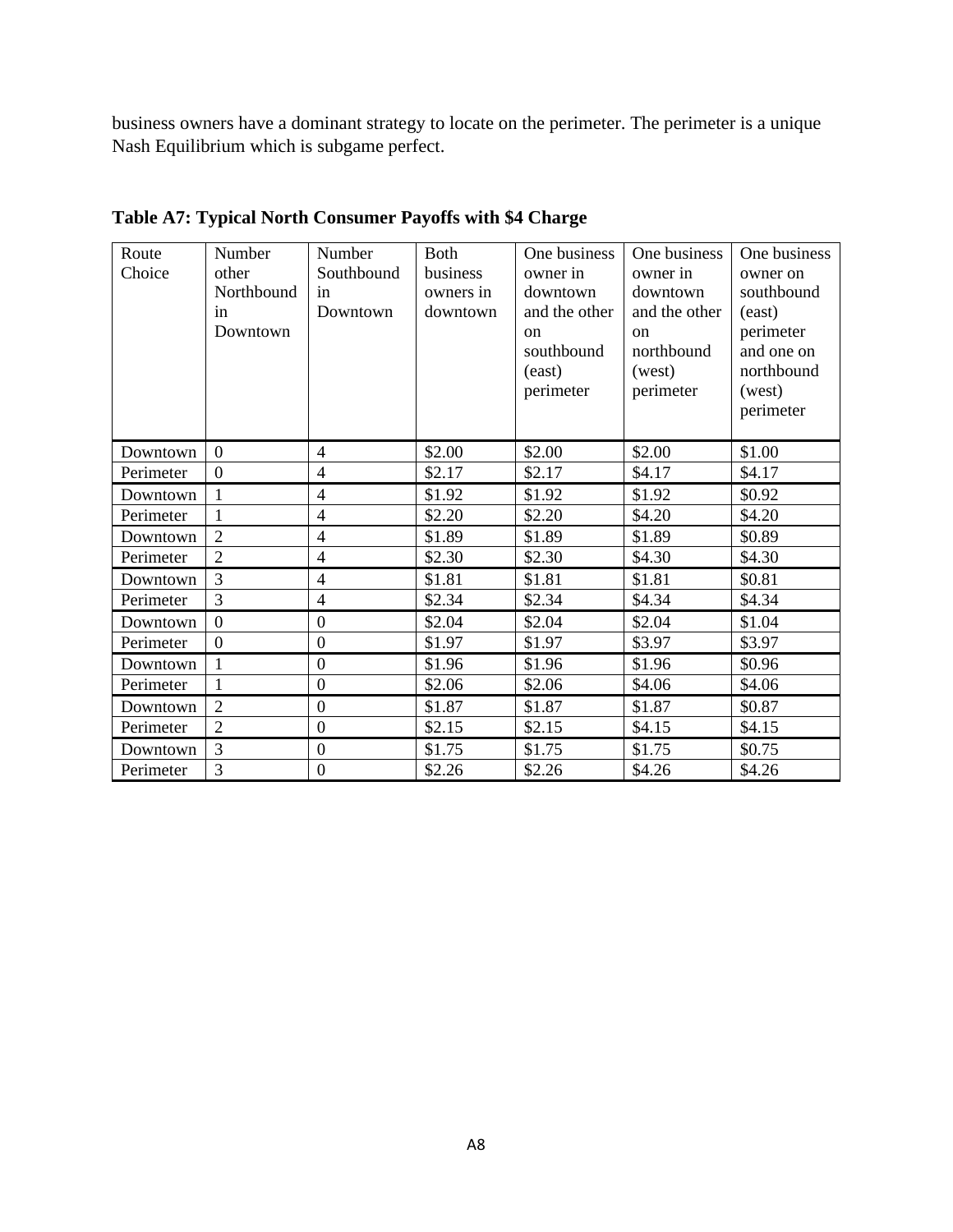business owners have a dominant strategy to locate on the perimeter. The perimeter is a unique Nash Equilibrium which is subgame perfect.

**Table A7: Typical North Consumer Payoffs with $4 Charge**

| Route Choice | Number other Northbound in Downtown | Number Southbound in Downtown | Both business owners in downtown | One business owner in downtown and the other on southbound (east) perimeter | One business owner in downtown and the other on northbound (west) perimeter | One business owner on southbound (east) perimeter and one on northbound (west) perimeter |
|---|---|---|---|---|---|---|
| Downtown | 0 | 4 | $2.00 | $2.00 | $2.00 | $1.00 |
| Perimeter | 0 | 4 | $2.17 | $2.17 | $4.17 | $4.17 |
| Downtown | 1 | 4 | $1.92 | $1.92 | $1.92 | $0.92 |
| Perimeter | 1 | 4 | $2.20 | $2.20 | $4.20 | $4.20 |
| Downtown | 2 | 4 | $1.89 | $1.89 | $1.89 | $0.89 |
| Perimeter | 2 | 4 | $2.30 | $2.30 | $4.30 | $4.30 |
| Downtown | 3 | 4 | $1.81 | $1.81 | $1.81 | $0.81 |
| Perimeter | 3 | 4 | $2.34 | $2.34 | $4.34 | $4.34 |
| Downtown | 0 | 0 | $2.04 | $2.04 | $2.04 | $1.04 |
| Perimeter | 0 | 0 | $1.97 | $1.97 | $3.97 | $3.97 |
| Downtown | 1 | 0 | $1.96 | $1.96 | $1.96 | $0.96 |
| Perimeter | 1 | 0 | $2.06 | $2.06 | $4.06 | $4.06 |
| Downtown | 2 | 0 | $1.87 | $1.87 | $1.87 | $0.87 |
| Perimeter | 2 | 0 | $2.15 | $2.15 | $4.15 | $4.15 |
| Downtown | 3 | 0 | $1.75 | $1.75 | $1.75 | $0.75 |
| Perimeter | 3 | 0 | $2.26 | $2.26 | $4.26 | $4.26 |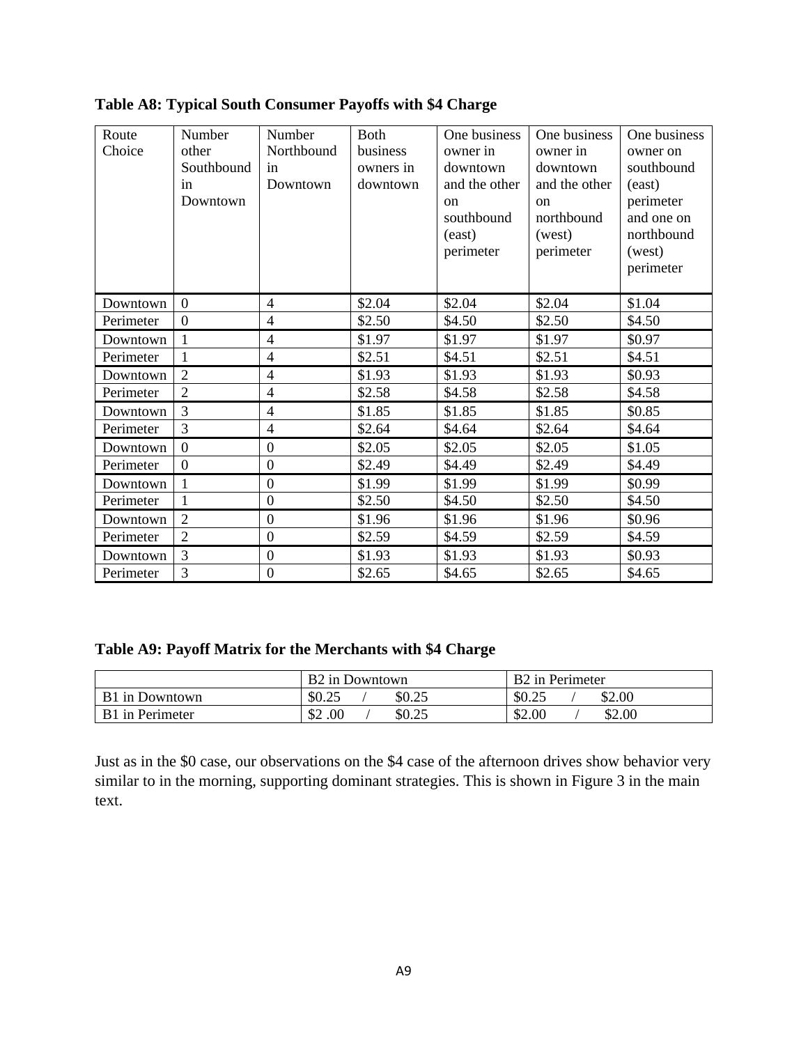**Table A8: Typical South Consumer Payoffs with $4 Charge**

| Route Choice | Number other Southbound in Downtown | Number Northbound in Downtown | Both business owners in downtown | One business owner in downtown and the other on southbound (east) perimeter | One business owner in downtown and the other on northbound (west) perimeter | One business owner on southbound (east) perimeter and one on northbound (west) perimeter |
|---|---|---|---|---|---|---|
| Downtown | 0 | 4 | $2.04 | $2.04 | $2.04 | $1.04 |
| Perimeter | 0 | 4 | $2.50 | $4.50 | $2.50 | $4.50 |
| Downtown | 1 | 4 | $1.97 | $1.97 | $1.97 | $0.97 |
| Perimeter | 1 | 4 | $2.51 | $4.51 | $2.51 | $4.51 |
| Downtown | 2 | 4 | $1.93 | $1.93 | $1.93 | $0.93 |
| Perimeter | 2 | 4 | $2.58 | $4.58 | $2.58 | $4.58 |
| Downtown | 3 | 4 | $1.85 | $1.85 | $1.85 | $0.85 |
| Perimeter | 3 | 4 | $2.64 | $4.64 | $2.64 | $4.64 |
| Downtown | 0 | 0 | $2.05 | $2.05 | $2.05 | $1.05 |
| Perimeter | 0 | 0 | $2.49 | $4.49 | $2.49 | $4.49 |
| Downtown | 1 | 0 | $1.99 | $1.99 | $1.99 | $0.99 |
| Perimeter | 1 | 0 | $2.50 | $4.50 | $2.50 | $4.50 |
| Downtown | 2 | 0 | $1.96 | $1.96 | $1.96 | $0.96 |
| Perimeter | 2 | 0 | $2.59 | $4.59 | $2.59 | $4.59 |
| Downtown | 3 | 0 | $1.93 | $1.93 | $1.93 | $0.93 |
| Perimeter | 3 | 0 | $2.65 | $4.65 | $2.65 | $4.65 |

**Table A9: Payoff Matrix for the Merchants with $4 Charge**

| | B2 in Downtown | B2 in Perimeter |
|---|---|---|
| B1 in Downtown | $0.25 / $0.25 | $0.25 / $2.00 |
| B1 in Perimeter | $2 .00 / $0.25 | $2.00 / $2.00 |

Just as in the $0 case, our observations on the $4 case of the afternoon drives show behavior very similar to in the morning, supporting dominant strategies. This is shown in Figure 3 in the main text.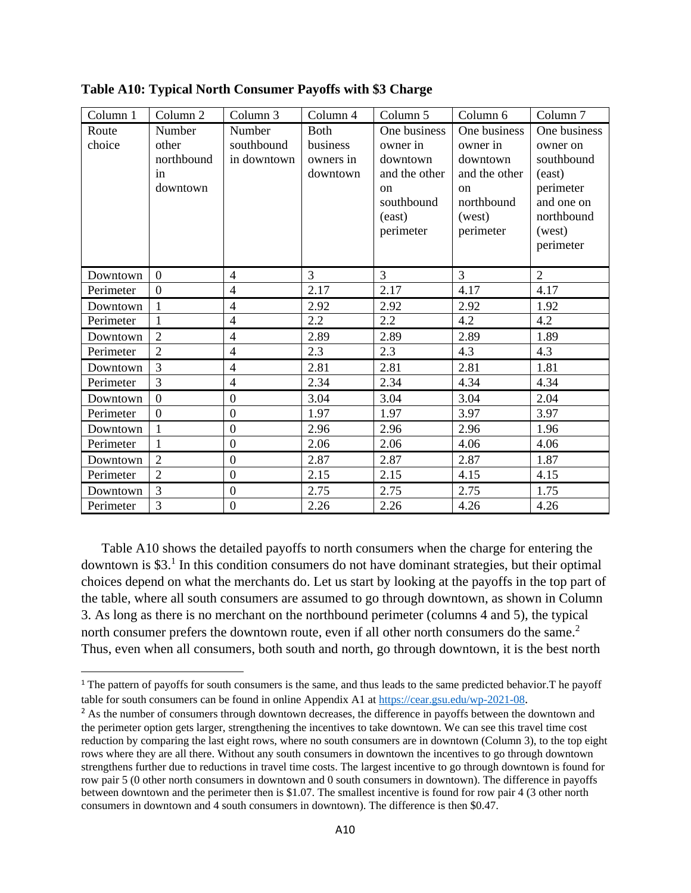**Table A10: Typical North Consumer Payoffs with \$3 Charge**

| Column 1 | Column 2 | Column 3 | Column 4 | Column 5 | Column 6 | Column 7 |
|---|---|---|---|---|---|---|
| Route choice | Number other northbound in downtown | Number southbound in downtown | Both business owners in downtown | One business owner in downtown and the other on southbound (east) perimeter | One business owner in downtown and the other on northbound (west) perimeter | One business owner on southbound (east) perimeter and one on northbound (west) perimeter |
| Downtown | 0 | 4 | 3 | 3 | 3 | 2 |
| Perimeter | 0 | 4 | 2.17 | 2.17 | 4.17 | 4.17 |
| Downtown | 1 | 4 | 2.92 | 2.92 | 2.92 | 1.92 |
| Perimeter | 1 | 4 | 2.2 | 2.2 | 4.2 | 4.2 |
| Downtown | 2 | 4 | 2.89 | 2.89 | 2.89 | 1.89 |
| Perimeter | 2 | 4 | 2.3 | 2.3 | 4.3 | 4.3 |
| Downtown | 3 | 4 | 2.81 | 2.81 | 2.81 | 1.81 |
| Perimeter | 3 | 4 | 2.34 | 2.34 | 4.34 | 4.34 |
| Downtown | 0 | 0 | 3.04 | 3.04 | 3.04 | 2.04 |
| Perimeter | 0 | 0 | 1.97 | 1.97 | 3.97 | 3.97 |
| Downtown | 1 | 0 | 2.96 | 2.96 | 2.96 | 1.96 |
| Perimeter | 1 | 0 | 2.06 | 2.06 | 4.06 | 4.06 |
| Downtown | 2 | 0 | 2.87 | 2.87 | 2.87 | 1.87 |
| Perimeter | 2 | 0 | 2.15 | 2.15 | 4.15 | 4.15 |
| Downtown | 3 | 0 | 2.75 | 2.75 | 2.75 | 1.75 |
| Perimeter | 3 | 0 | 2.26 | 2.26 | 4.26 | 4.26 |

Table A10 shows the detailed payoffs to north consumers when the charge for entering the downtown is \$3.[1] In this condition consumers do not have dominant strategies, but their optimal choices depend on what the merchants do. Let us start by looking at the payoffs in the top part of the table, where all south consumers are assumed to go through downtown, as shown in Column 3. As long as there is no merchant on the northbound perimeter (columns 4 and 5), the typical north consumer prefers the downtown route, even if all other north consumers do the same.[2] Thus, even when all consumers, both south and north, go through downtown, it is the best north

[1] The pattern of payoffs for south consumers is the same, and thus leads to the same predicted behavior.T he payoff table for south consumers can be found in online Appendix A1 at https://cear.gsu.edu/wp-2021-08.

[2] As the number of consumers through downtown decreases, the difference in payoffs between the downtown and the perimeter option gets larger, strengthening the incentives to take downtown. We can see this travel time cost reduction by comparing the last eight rows, where no south consumers are in downtown (Column 3), to the top eight rows where they are all there. Without any south consumers in downtown the incentives to go through downtown strengthens further due to reductions in travel time costs. The largest incentive to go through downtown is found for row pair 5 (0 other north consumers in downtown and 0 south consumers in downtown). The difference in payoffs between downtown and the perimeter then is \$1.07. The smallest incentive is found for row pair 4 (3 other north consumers in downtown and 4 south consumers in downtown). The difference is then \$0.47.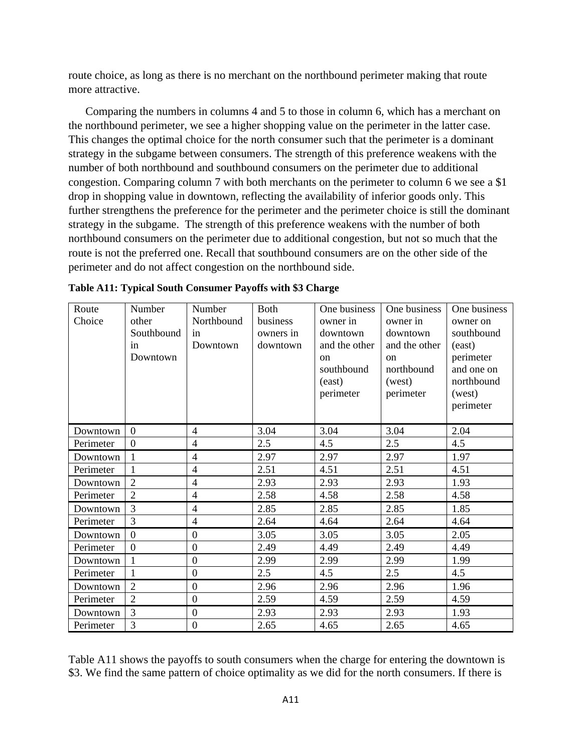route choice, as long as there is no merchant on the northbound perimeter making that route more attractive.

Comparing the numbers in columns 4 and 5 to those in column 6, which has a merchant on the northbound perimeter, we see a higher shopping value on the perimeter in the latter case. This changes the optimal choice for the north consumer such that the perimeter is a dominant strategy in the subgame between consumers. The strength of this preference weakens with the number of both northbound and southbound consumers on the perimeter due to additional congestion. Comparing column 7 with both merchants on the perimeter to column 6 we see a $1 drop in shopping value in downtown, reflecting the availability of inferior goods only. This further strengthens the preference for the perimeter and the perimeter choice is still the dominant strategy in the subgame. The strength of this preference weakens with the number of both northbound consumers on the perimeter due to additional congestion, but not so much that the route is not the preferred one. Recall that southbound consumers are on the other side of the perimeter and do not affect congestion on the northbound side.

**Table A11: Typical South Consumer Payoffs with $3 Charge**

| Route Choice | Number other Southbound in Downtown | Number Northbound in Downtown | Both business owners in downtown | One business owner in downtown and the other on southbound (east) perimeter | One business owner in downtown and the other on northbound (west) perimeter | One business owner on southbound (east) perimeter and one on northbound (west) perimeter |
|---|---|---|---|---|---|---|
| Downtown | 0 | 4 | 3.04 | 3.04 | 3.04 | 2.04 |
| Perimeter | 0 | 4 | 2.5 | 4.5 | 2.5 | 4.5 |
| Downtown | 1 | 4 | 2.97 | 2.97 | 2.97 | 1.97 |
| Perimeter | 1 | 4 | 2.51 | 4.51 | 2.51 | 4.51 |
| Downtown | 2 | 4 | 2.93 | 2.93 | 2.93 | 1.93 |
| Perimeter | 2 | 4 | 2.58 | 4.58 | 2.58 | 4.58 |
| Downtown | 3 | 4 | 2.85 | 2.85 | 2.85 | 1.85 |
| Perimeter | 3 | 4 | 2.64 | 4.64 | 2.64 | 4.64 |
| Downtown | 0 | 0 | 3.05 | 3.05 | 3.05 | 2.05 |
| Perimeter | 0 | 0 | 2.49 | 4.49 | 2.49 | 4.49 |
| Downtown | 1 | 0 | 2.99 | 2.99 | 2.99 | 1.99 |
| Perimeter | 1 | 0 | 2.5 | 4.5 | 2.5 | 4.5 |
| Downtown | 2 | 0 | 2.96 | 2.96 | 2.96 | 1.96 |
| Perimeter | 2 | 0 | 2.59 | 4.59 | 2.59 | 4.59 |
| Downtown | 3 | 0 | 2.93 | 2.93 | 2.93 | 1.93 |
| Perimeter | 3 | 0 | 2.65 | 4.65 | 2.65 | 4.65 |

Table A11 shows the payoffs to south consumers when the charge for entering the downtown is $3. We find the same pattern of choice optimality as we did for the north consumers. If there is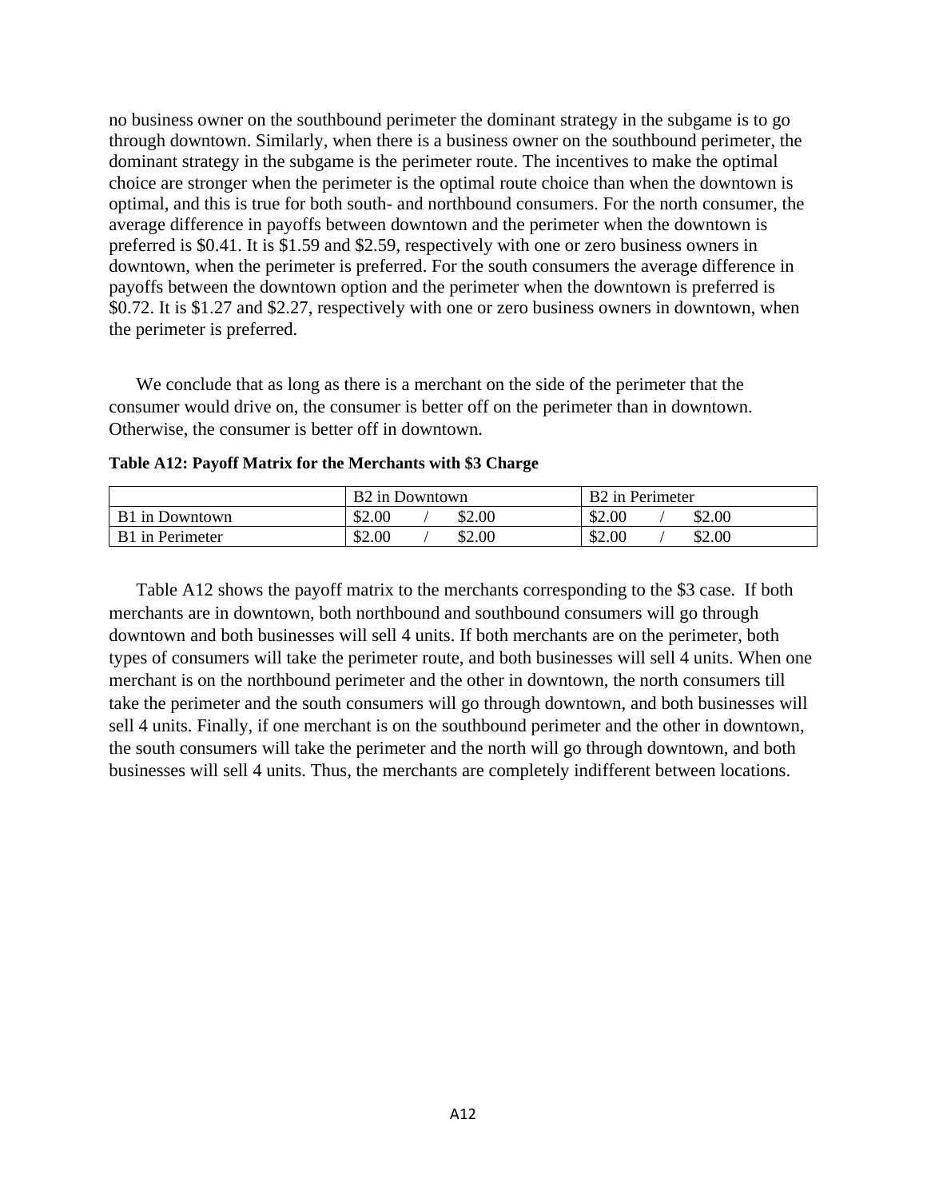no business owner on the southbound perimeter the dominant strategy in the subgame is to go through downtown. Similarly, when there is a business owner on the southbound perimeter, the dominant strategy in the subgame is the perimeter route. The incentives to make the optimal choice are stronger when the perimeter is the optimal route choice than when the downtown is optimal, and this is true for both south- and northbound consumers. For the north consumer, the average difference in payoffs between downtown and the perimeter when the downtown is preferred is $0.41. It is $1.59 and $2.59, respectively with one or zero business owners in downtown, when the perimeter is preferred. For the south consumers the average difference in payoffs between the downtown option and the perimeter when the downtown is preferred is $0.72. It is $1.27 and $2.27, respectively with one or zero business owners in downtown, when the perimeter is preferred.

We conclude that as long as there is a merchant on the side of the perimeter that the consumer would drive on, the consumer is better off on the perimeter than in downtown. Otherwise, the consumer is better off in downtown.

**Table A12: Payoff Matrix for the Merchants with $3 Charge**

| | B2 in Downtown | B2 in Perimeter |
|---|---|---|
| B1 in Downtown | $2.00 / $2.00 | $2.00 / $2.00 |
| B1 in Perimeter | $2.00 / $2.00 | $2.00 / $2.00 |

Table A12 shows the payoff matrix to the merchants corresponding to the $3 case. If both merchants are in downtown, both northbound and southbound consumers will go through downtown and both businesses will sell 4 units. If both merchants are on the perimeter, both types of consumers will take the perimeter route, and both businesses will sell 4 units. When one merchant is on the northbound perimeter and the other in downtown, the north consumers till take the perimeter and the south consumers will go through downtown, and both businesses will sell 4 units. Finally, if one merchant is on the southbound perimeter and the other in downtown, the south consumers will take the perimeter and the north will go through downtown, and both businesses will sell 4 units. Thus, the merchants are completely indifferent between locations.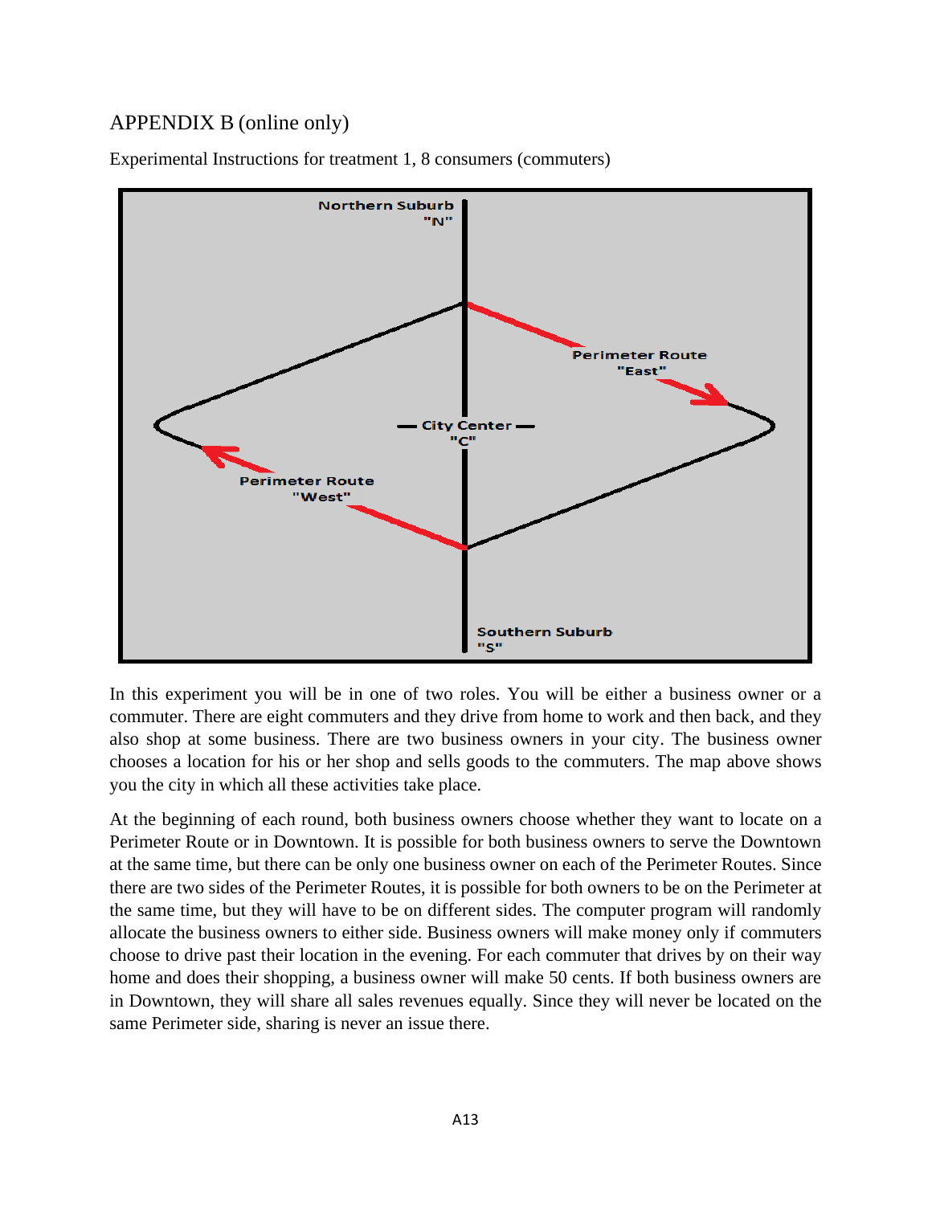## APPENDIX B (online only)

Experimental Instructions for treatment 1, 8 consumers (commuters)

In this experiment you will be in one of two roles. You will be either a business owner or a commuter. There are eight commuters and they drive from home to work and then back, and they also shop at some business. There are two business owners in your city. The business owner chooses a location for his or her shop and sells goods to the commuters. The map above shows you the city in which all these activities take place.

At the beginning of each round, both business owners choose whether they want to locate on a Perimeter Route or in Downtown. It is possible for both business owners to serve the Downtown at the same time, but there can be only one business owner on each of the Perimeter Routes. Since there are two sides of the Perimeter Routes, it is possible for both owners to be on the Perimeter at the same time, but they will have to be on different sides. The computer program will randomly allocate the business owners to either side. Business owners will make money only if commuters choose to drive past their location in the evening. For each commuter that drives by on their way home and does their shopping, a business owner will make 50 cents. If both business owners are in Downtown, they will share all sales revenues equally. Since they will never be located on the same Perimeter side, sharing is never an issue there.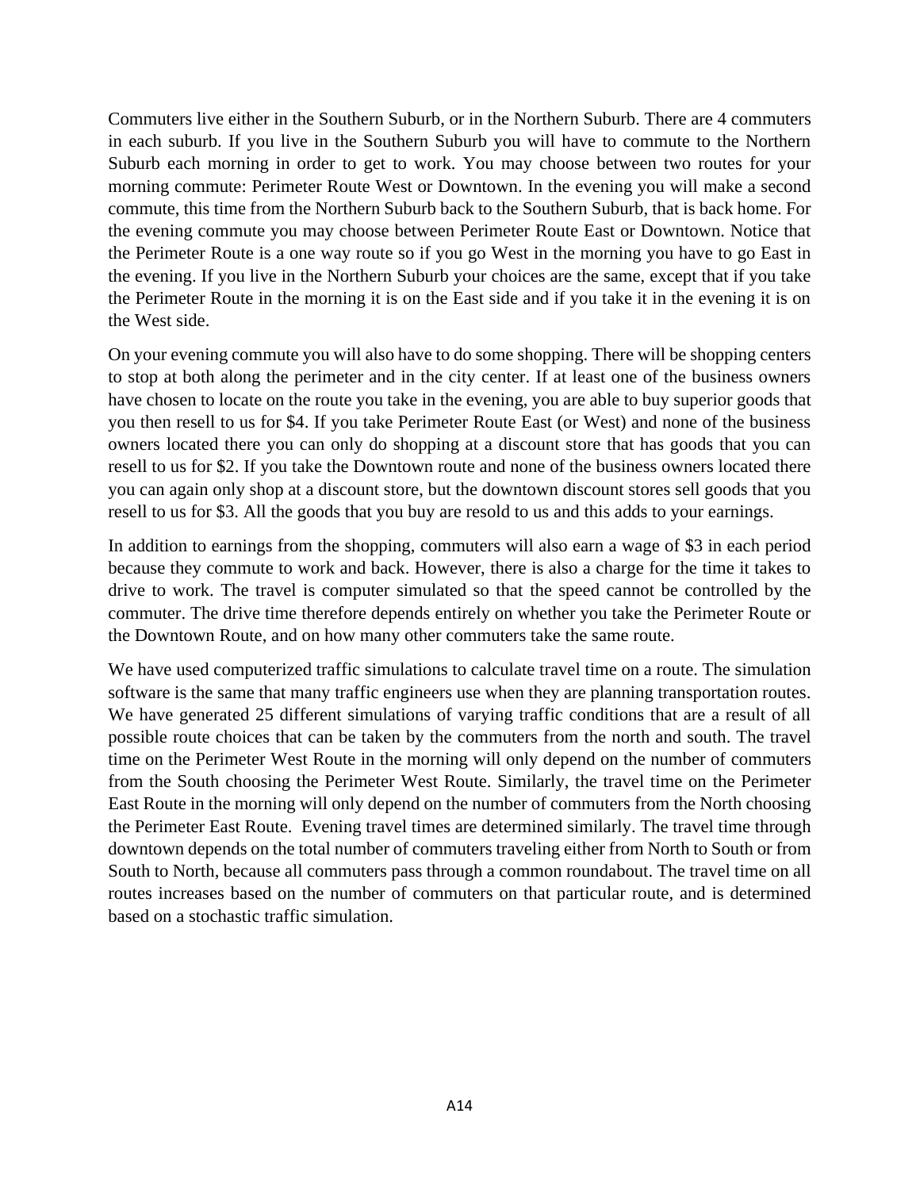Commuters live either in the Southern Suburb, or in the Northern Suburb. There are 4 commuters in each suburb. If you live in the Southern Suburb you will have to commute to the Northern Suburb each morning in order to get to work. You may choose between two routes for your morning commute: Perimeter Route West or Downtown. In the evening you will make a second commute, this time from the Northern Suburb back to the Southern Suburb, that is back home. For the evening commute you may choose between Perimeter Route East or Downtown. Notice that the Perimeter Route is a one way route so if you go West in the morning you have to go East in the evening. If you live in the Northern Suburb your choices are the same, except that if you take the Perimeter Route in the morning it is on the East side and if you take it in the evening it is on the West side.

On your evening commute you will also have to do some shopping. There will be shopping centers to stop at both along the perimeter and in the city center. If at least one of the business owners have chosen to locate on the route you take in the evening, you are able to buy superior goods that you then resell to us for $4. If you take Perimeter Route East (or West) and none of the business owners located there you can only do shopping at a discount store that has goods that you can resell to us for $2. If you take the Downtown route and none of the business owners located there you can again only shop at a discount store, but the downtown discount stores sell goods that you resell to us for $3. All the goods that you buy are resold to us and this adds to your earnings.

In addition to earnings from the shopping, commuters will also earn a wage of $3 in each period because they commute to work and back. However, there is also a charge for the time it takes to drive to work. The travel is computer simulated so that the speed cannot be controlled by the commuter. The drive time therefore depends entirely on whether you take the Perimeter Route or the Downtown Route, and on how many other commuters take the same route.

We have used computerized traffic simulations to calculate travel time on a route. The simulation software is the same that many traffic engineers use when they are planning transportation routes. We have generated 25 different simulations of varying traffic conditions that are a result of all possible route choices that can be taken by the commuters from the north and south. The travel time on the Perimeter West Route in the morning will only depend on the number of commuters from the South choosing the Perimeter West Route. Similarly, the travel time on the Perimeter East Route in the morning will only depend on the number of commuters from the North choosing the Perimeter East Route. Evening travel times are determined similarly. The travel time through downtown depends on the total number of commuters traveling either from North to South or from South to North, because all commuters pass through a common roundabout. The travel time on all routes increases based on the number of commuters on that particular route, and is determined based on a stochastic traffic simulation.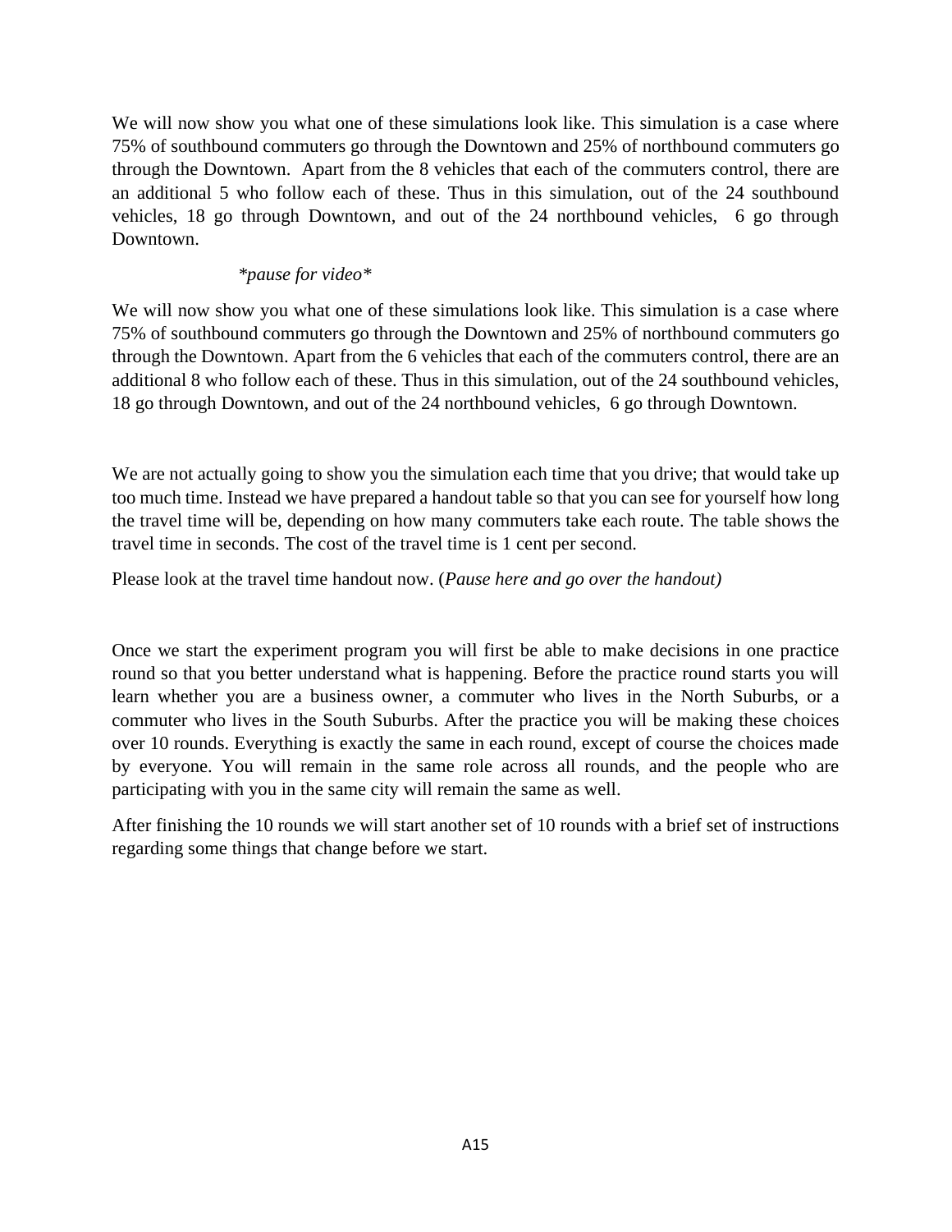We will now show you what one of these simulations look like. This simulation is a case where 75% of southbound commuters go through the Downtown and 25% of northbound commuters go through the Downtown. Apart from the 8 vehicles that each of the commuters control, there are an additional 5 who follow each of these. Thus in this simulation, out of the 24 southbound vehicles, 18 go through Downtown, and out of the 24 northbound vehicles, 6 go through Downtown.

*\*pause for video\**

We will now show you what one of these simulations look like. This simulation is a case where 75% of southbound commuters go through the Downtown and 25% of northbound commuters go through the Downtown. Apart from the 6 vehicles that each of the commuters control, there are an additional 8 who follow each of these. Thus in this simulation, out of the 24 southbound vehicles, 18 go through Downtown, and out of the 24 northbound vehicles, 6 go through Downtown.

We are not actually going to show you the simulation each time that you drive; that would take up too much time. Instead we have prepared a handout table so that you can see for yourself how long the travel time will be, depending on how many commuters take each route. The table shows the travel time in seconds. The cost of the travel time is 1 cent per second.

Please look at the travel time handout now. (*Pause here and go over the handout)*

Once we start the experiment program you will first be able to make decisions in one practice round so that you better understand what is happening. Before the practice round starts you will learn whether you are a business owner, a commuter who lives in the North Suburbs, or a commuter who lives in the South Suburbs. After the practice you will be making these choices over 10 rounds. Everything is exactly the same in each round, except of course the choices made by everyone. You will remain in the same role across all rounds, and the people who are participating with you in the same city will remain the same as well.

After finishing the 10 rounds we will start another set of 10 rounds with a brief set of instructions regarding some things that change before we start.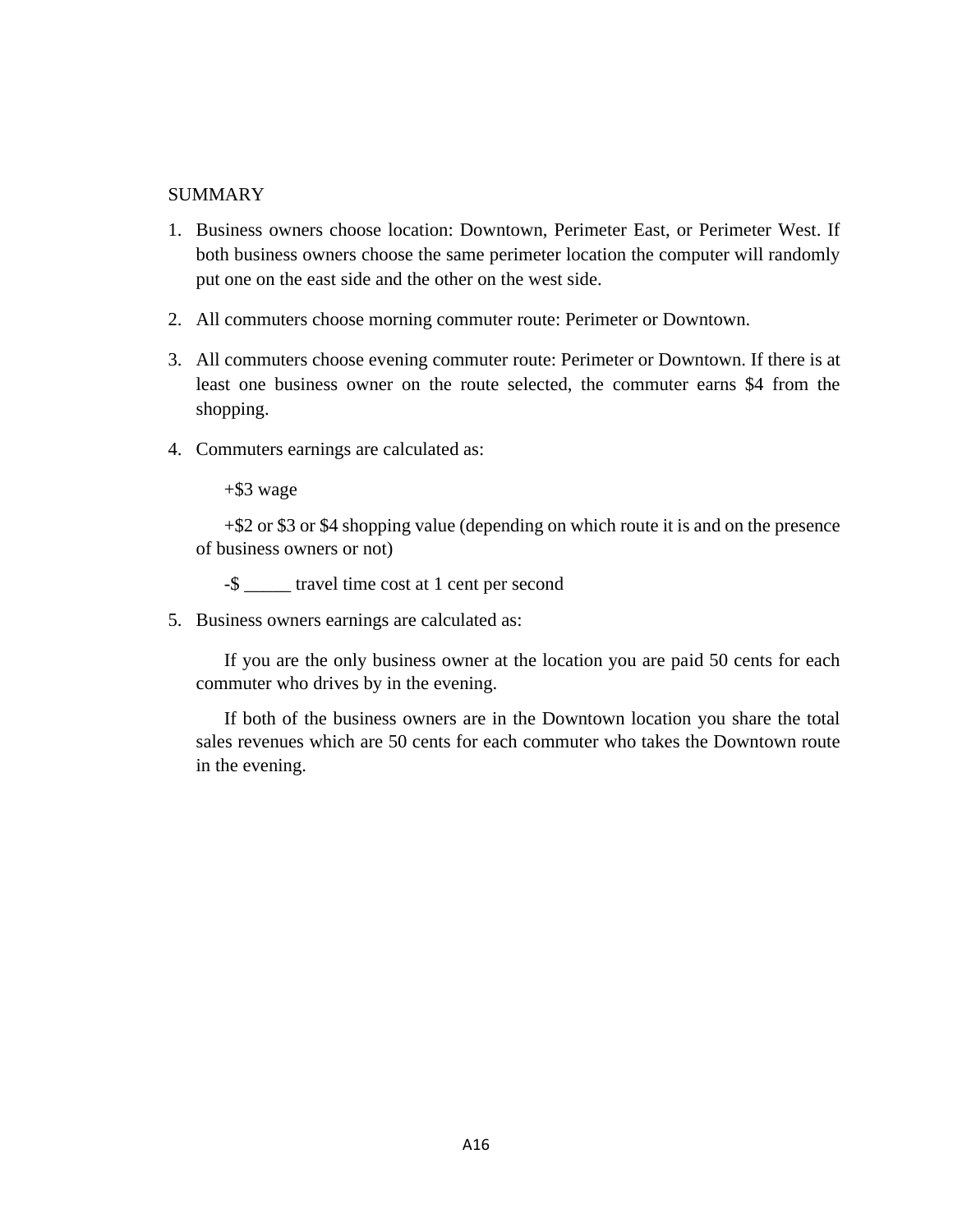SUMMARY

1. Business owners choose location: Downtown, Perimeter East, or Perimeter West. If both business owners choose the same perimeter location the computer will randomly put one on the east side and the other on the west side.

2. All commuters choose morning commuter route: Perimeter or Downtown.

3. All commuters choose evening commuter route: Perimeter or Downtown. If there is at least one business owner on the route selected, the commuter earns $4 from the shopping.

4. Commuters earnings are calculated as:

   +$3 wage

   +$2 or $3 or $4 shopping value (depending on which route it is and on the presence of business owners or not)

   -$ _____ travel time cost at 1 cent per second

5. Business owners earnings are calculated as:

   If you are the only business owner at the location you are paid 50 cents for each commuter who drives by in the evening.

   If both of the business owners are in the Downtown location you share the total sales revenues which are 50 cents for each commuter who takes the Downtown route in the evening.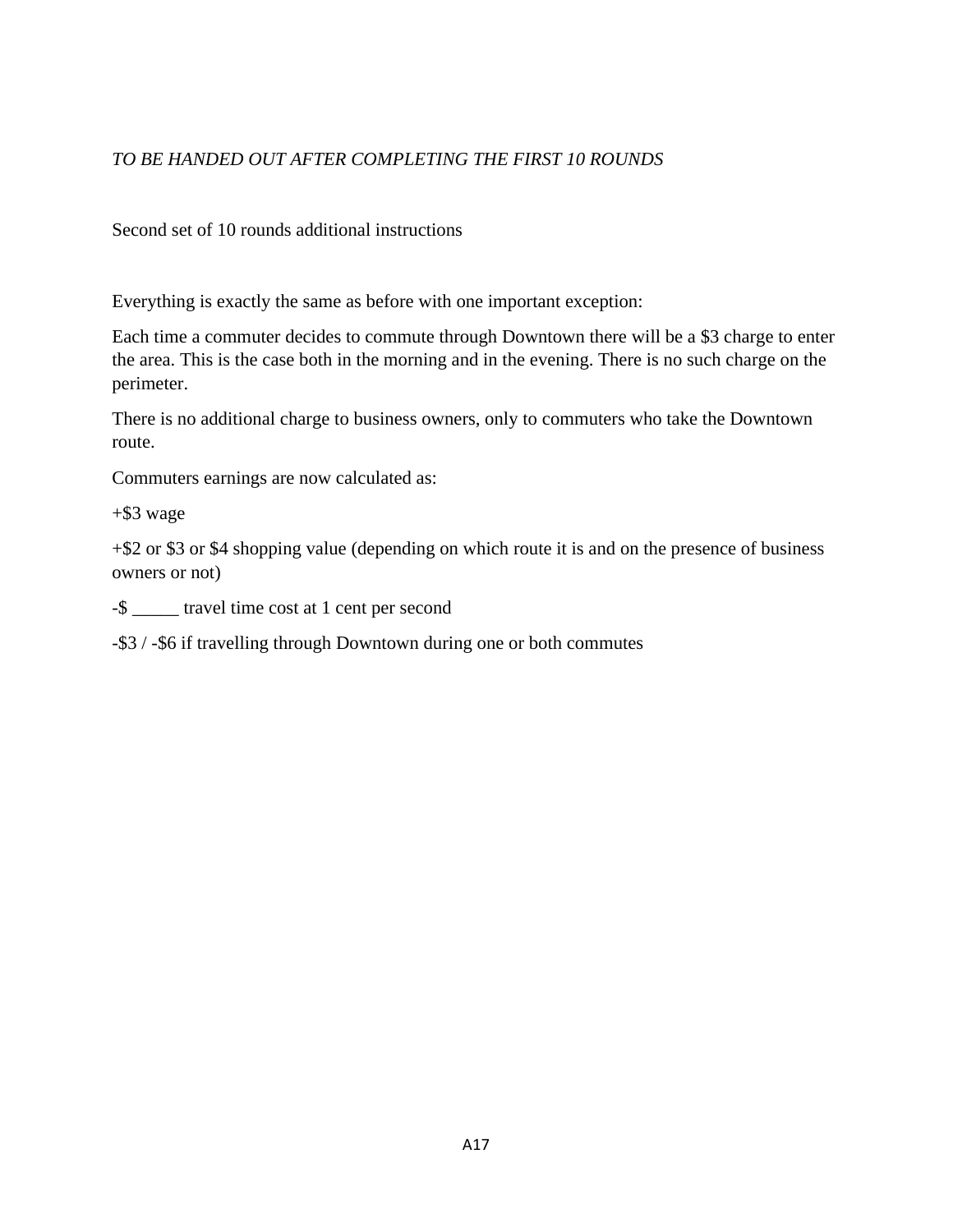*TO BE HANDED OUT AFTER COMPLETING THE FIRST 10 ROUNDS*

Second set of 10 rounds additional instructions

Everything is exactly the same as before with one important exception:

Each time a commuter decides to commute through Downtown there will be a $3 charge to enter the area. This is the case both in the morning and in the evening. There is no such charge on the perimeter.

There is no additional charge to business owners, only to commuters who take the Downtown route.

Commuters earnings are now calculated as:

+$3 wage

+$2 or $3 or $4 shopping value (depending on which route it is and on the presence of business owners or not)

-$ _____ travel time cost at 1 cent per second

-$3 / -$6 if travelling through Downtown during one or both commutes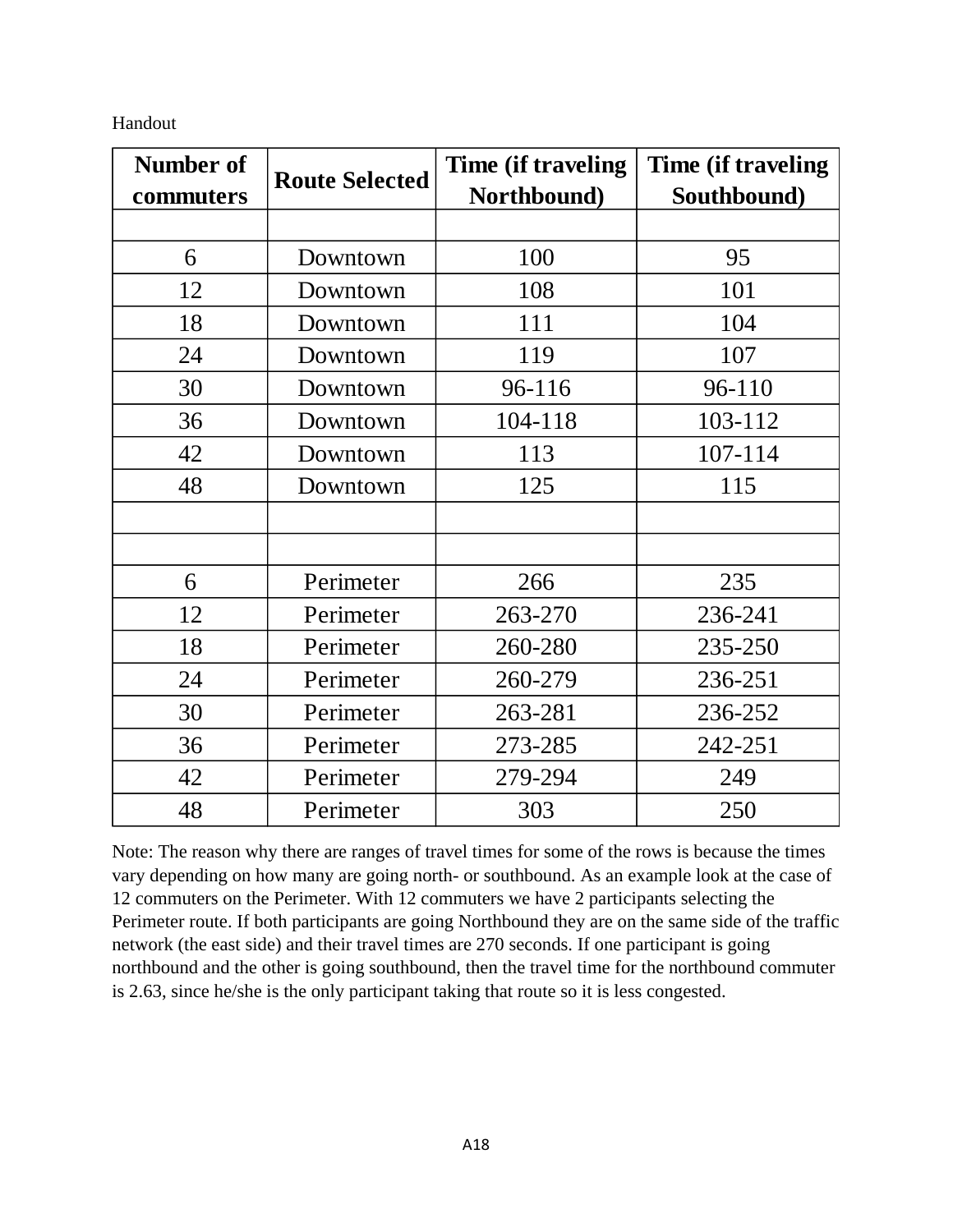Handout

| Number of commuters | Route Selected | Time (if traveling Northbound) | Time (if traveling Southbound) |
|---|---|---|---|
| | | | |
| 6 | Downtown | 100 | 95 |
| 12 | Downtown | 108 | 101 |
| 18 | Downtown | 111 | 104 |
| 24 | Downtown | 119 | 107 |
| 30 | Downtown | 96-116 | 96-110 |
| 36 | Downtown | 104-118 | 103-112 |
| 42 | Downtown | 113 | 107-114 |
| 48 | Downtown | 125 | 115 |
| | | | |
| | | | |
| 6 | Perimeter | 266 | 235 |
| 12 | Perimeter | 263-270 | 236-241 |
| 18 | Perimeter | 260-280 | 235-250 |
| 24 | Perimeter | 260-279 | 236-251 |
| 30 | Perimeter | 263-281 | 236-252 |
| 36 | Perimeter | 273-285 | 242-251 |
| 42 | Perimeter | 279-294 | 249 |
| 48 | Perimeter | 303 | 250 |

Note: The reason why there are ranges of travel times for some of the rows is because the times vary depending on how many are going north- or southbound. As an example look at the case of 12 commuters on the Perimeter. With 12 commuters we have 2 participants selecting the Perimeter route. If both participants are going Northbound they are on the same side of the traffic network (the east side) and their travel times are 270 seconds. If one participant is going northbound and the other is going southbound, then the travel time for the northbound commuter is 2.63, since he/she is the only participant taking that route so it is less congested.